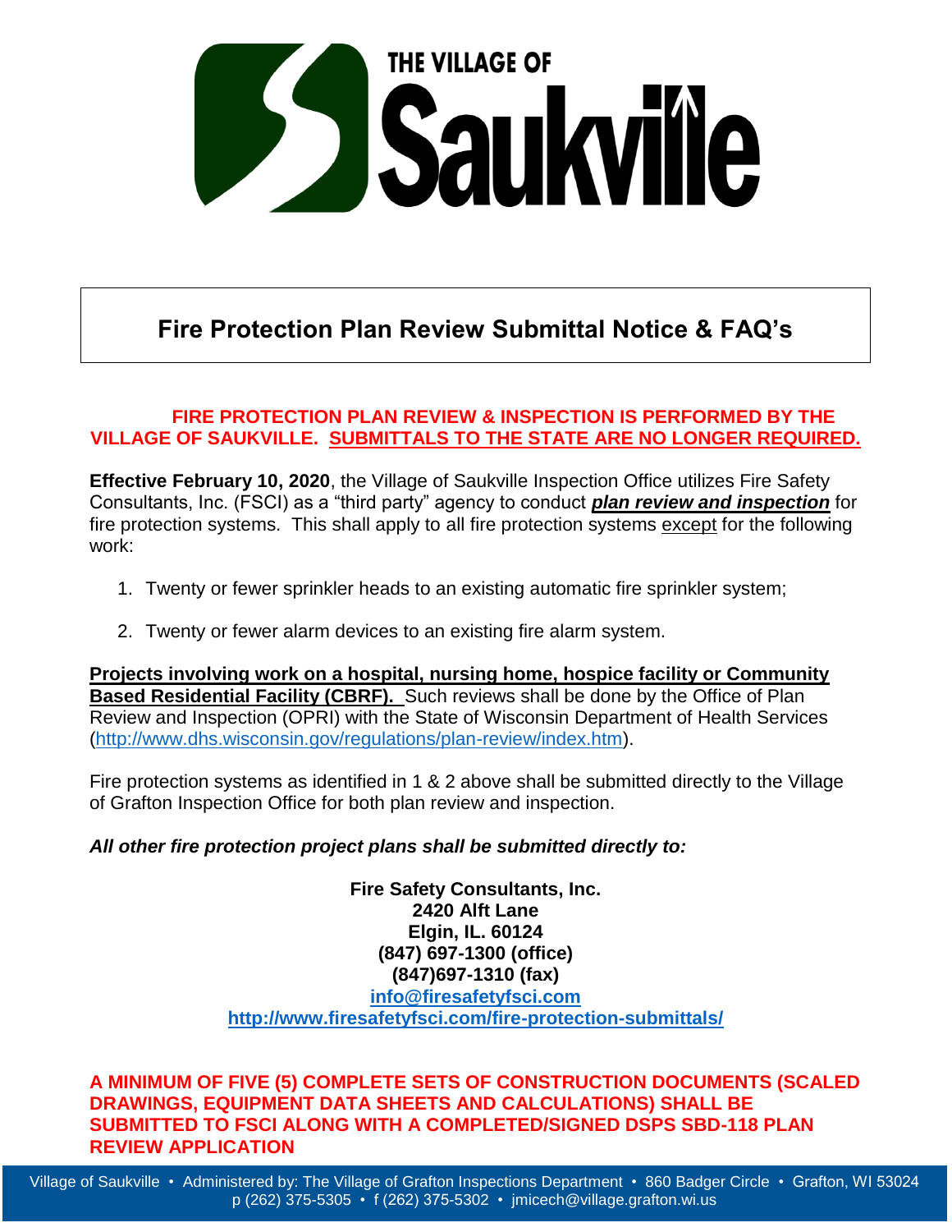THE VILLAGE OF Saukville

# Fire Protection Plan Review Submittal Notice & FAQ's

**FIRE PROTECTION PLAN REVIEW & INSPECTION IS PERFORMED BY THE VILLAGE OF SAUKVILLE. SUBMITTALS TO THE STATE ARE NO LONGER REQUIRED.**

**Effective February 10, 2020**, the Village of Saukville Inspection Office utilizes Fire Safety Consultants, Inc. (FSCI) as a "third party" agency to conduct ***plan review and inspection*** for fire protection systems. This shall apply to all fire protection systems except for the following work:

1. Twenty or fewer sprinkler heads to an existing automatic fire sprinkler system;
2. Twenty or fewer alarm devices to an existing fire alarm system.

**Projects involving work on a hospital, nursing home, hospice facility or Community Based Residential Facility (CBRF).** Such reviews shall be done by the Office of Plan Review and Inspection (OPRI) with the State of Wisconsin Department of Health Services (http://www.dhs.wisconsin.gov/regulations/plan-review/index.htm).

Fire protection systems as identified in 1 & 2 above shall be submitted directly to the Village of Grafton Inspection Office for both plan review and inspection.

***All other fire protection project plans shall be submitted directly to:***

**Fire Safety Consultants, Inc.**
**2420 Alft Lane**
**Elgin, IL. 60124**
**(847) 697-1300 (office)**
**(847)697-1310 (fax)**
**info@firesafetyfsci.com**
**http://www.firesafetyfsci.com/fire-protection-submittals/**

**A MINIMUM OF FIVE (5) COMPLETE SETS OF CONSTRUCTION DOCUMENTS (SCALED DRAWINGS, EQUIPMENT DATA SHEETS AND CALCULATIONS) SHALL BE SUBMITTED TO FSCI ALONG WITH A COMPLETED/SIGNED DSPS SBD-118 PLAN REVIEW APPLICATION**

Village of Saukville • Administered by: The Village of Grafton Inspections Department • 860 Badger Circle • Grafton, WI 53024
p (262) 375-5305 • f (262) 375-5302 • jmicech@village.grafton.wi.us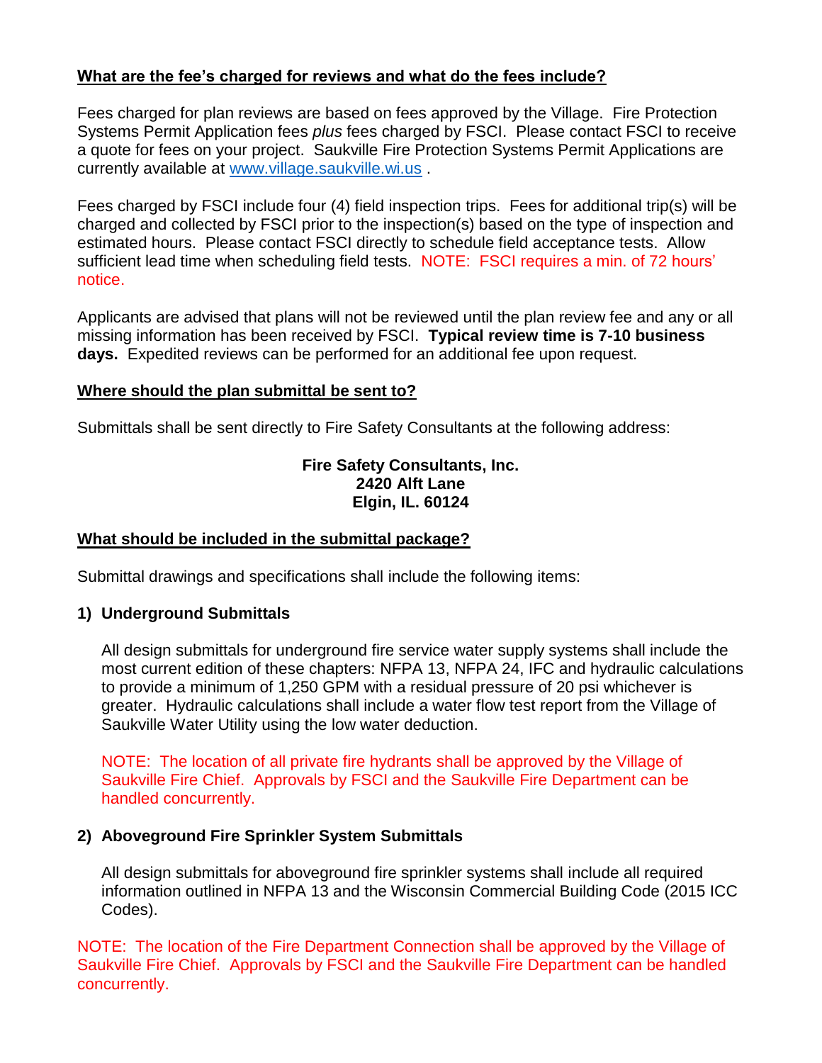**What are the fee's charged for reviews and what do the fees include?**

Fees charged for plan reviews are based on fees approved by the Village. Fire Protection Systems Permit Application fees *plus* fees charged by FSCI. Please contact FSCI to receive a quote for fees on your project. Saukville Fire Protection Systems Permit Applications are currently available at [www.village.saukville.wi.us](http://www.village.saukville.wi.us) .

Fees charged by FSCI include four (4) field inspection trips. Fees for additional trip(s) will be charged and collected by FSCI prior to the inspection(s) based on the type of inspection and estimated hours. Please contact FSCI directly to schedule field acceptance tests. Allow sufficient lead time when scheduling field tests. NOTE: FSCI requires a min. of 72 hours' notice.

Applicants are advised that plans will not be reviewed until the plan review fee and any or all missing information has been received by FSCI. **Typical review time is 7-10 business days.** Expedited reviews can be performed for an additional fee upon request.

**Where should the plan submittal be sent to?**

Submittals shall be sent directly to Fire Safety Consultants at the following address:

**Fire Safety Consultants, Inc.**
**2420 Alft Lane**
**Elgin, IL. 60124**

**What should be included in the submittal package?**

Submittal drawings and specifications shall include the following items:

**1) Underground Submittals**

All design submittals for underground fire service water supply systems shall include the most current edition of these chapters: NFPA 13, NFPA 24, IFC and hydraulic calculations to provide a minimum of 1,250 GPM with a residual pressure of 20 psi whichever is greater. Hydraulic calculations shall include a water flow test report from the Village of Saukville Water Utility using the low water deduction.

NOTE: The location of all private fire hydrants shall be approved by the Village of Saukville Fire Chief. Approvals by FSCI and the Saukville Fire Department can be handled concurrently.

**2) Aboveground Fire Sprinkler System Submittals**

All design submittals for aboveground fire sprinkler systems shall include all required information outlined in NFPA 13 and the Wisconsin Commercial Building Code (2015 ICC Codes).

NOTE: The location of the Fire Department Connection shall be approved by the Village of Saukville Fire Chief. Approvals by FSCI and the Saukville Fire Department can be handled concurrently.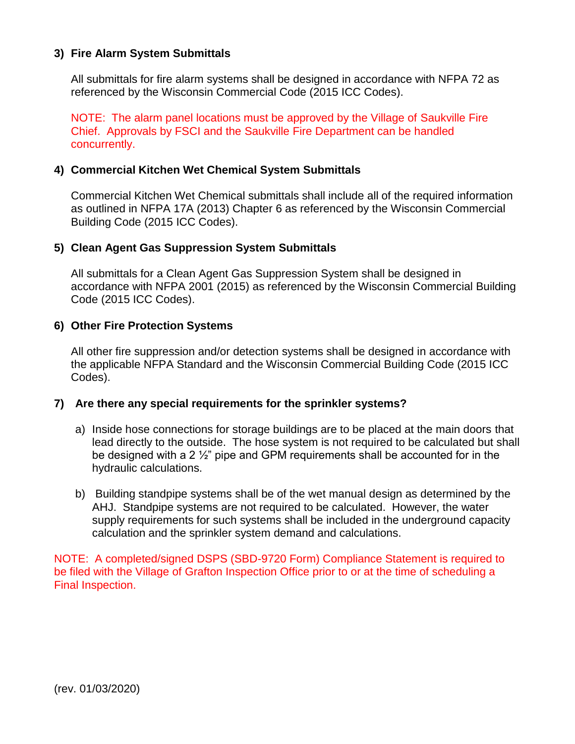### 3) Fire Alarm System Submittals

All submittals for fire alarm systems shall be designed in accordance with NFPA 72 as referenced by the Wisconsin Commercial Code (2015 ICC Codes).

NOTE: The alarm panel locations must be approved by the Village of Saukville Fire Chief. Approvals by FSCI and the Saukville Fire Department can be handled concurrently.

### 4) Commercial Kitchen Wet Chemical System Submittals

Commercial Kitchen Wet Chemical submittals shall include all of the required information as outlined in NFPA 17A (2013) Chapter 6 as referenced by the Wisconsin Commercial Building Code (2015 ICC Codes).

### 5) Clean Agent Gas Suppression System Submittals

All submittals for a Clean Agent Gas Suppression System shall be designed in accordance with NFPA 2001 (2015) as referenced by the Wisconsin Commercial Building Code (2015 ICC Codes).

### 6) Other Fire Protection Systems

All other fire suppression and/or detection systems shall be designed in accordance with the applicable NFPA Standard and the Wisconsin Commercial Building Code (2015 ICC Codes).

### 7) Are there any special requirements for the sprinkler systems?

a) Inside hose connections for storage buildings are to be placed at the main doors that lead directly to the outside. The hose system is not required to be calculated but shall be designed with a 2 ½" pipe and GPM requirements shall be accounted for in the hydraulic calculations.

b) Building standpipe systems shall be of the wet manual design as determined by the AHJ. Standpipe systems are not required to be calculated. However, the water supply requirements for such systems shall be included in the underground capacity calculation and the sprinkler system demand and calculations.

NOTE: A completed/signed DSPS (SBD-9720 Form) Compliance Statement is required to be filed with the Village of Grafton Inspection Office prior to or at the time of scheduling a Final Inspection.

(rev. 01/03/2020)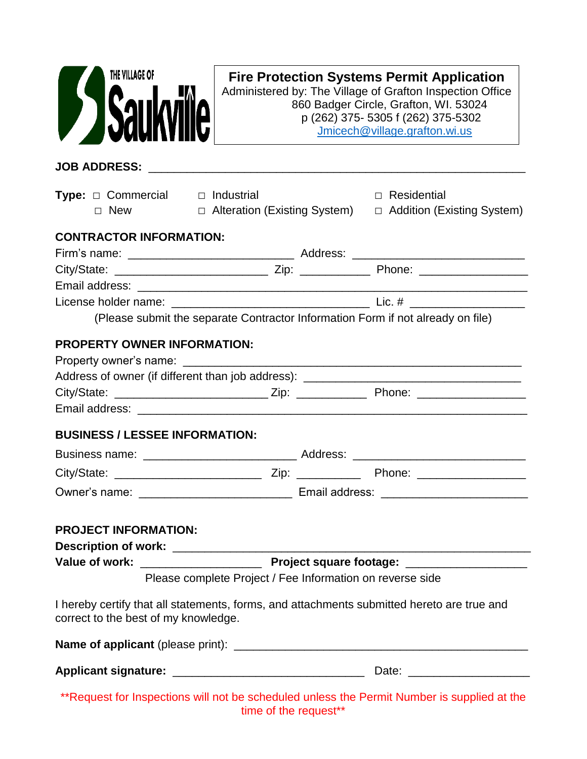THE VILLAGE OF Saukville

# Fire Protection Systems Permit Application

Administered by: The Village of Grafton Inspection Office
860 Badger Circle, Grafton, WI. 53024
p (262) 375- 5305 f (262) 375-5302
Jmicech@village.grafton.wi.us

**JOB ADDRESS:** ____________________________________________________________

**Type:** □ Commercial □ Industrial □ Residential
□ New □ Alteration (Existing System) □ Addition (Existing System)

**CONTRACTOR INFORMATION:**

Firm's name: ___________________________ Address: ____________________________

City/State: _________________________ Zip: ___________ Phone: _________________

Email address: _______________________________________________________________

License holder name: ________________________________ Lic. # __________________

(Please submit the separate Contractor Information Form if not already on file)

**PROPERTY OWNER INFORMATION:**

Property owner's name: _______________________________________________________

Address of owner (if different than job address): ___________________________________

City/State: _________________________ Zip: ___________ Phone: _________________

Email address: _______________________________________________________________

**BUSINESS / LESSEE INFORMATION:**

Business name: _________________________ Address: ____________________________

City/State: ________________________ Zip: __________ Phone: _________________

Owner's name: __________________________ Email address: _______________________

**PROJECT INFORMATION:**

**Description of work:** __________________________________________________________

**Value of work:** ____________________ **Project square footage:** ___________________

Please complete Project / Fee Information on reverse side

I hereby certify that all statements, forms, and attachments submitted hereto are true and correct to the best of my knowledge.

**Name of applicant** (please print): ______________________________________________

**Applicant signature:** ______________________________ Date: ___________________

**Request for Inspections will not be scheduled unless the Permit Number is supplied at the time of the request**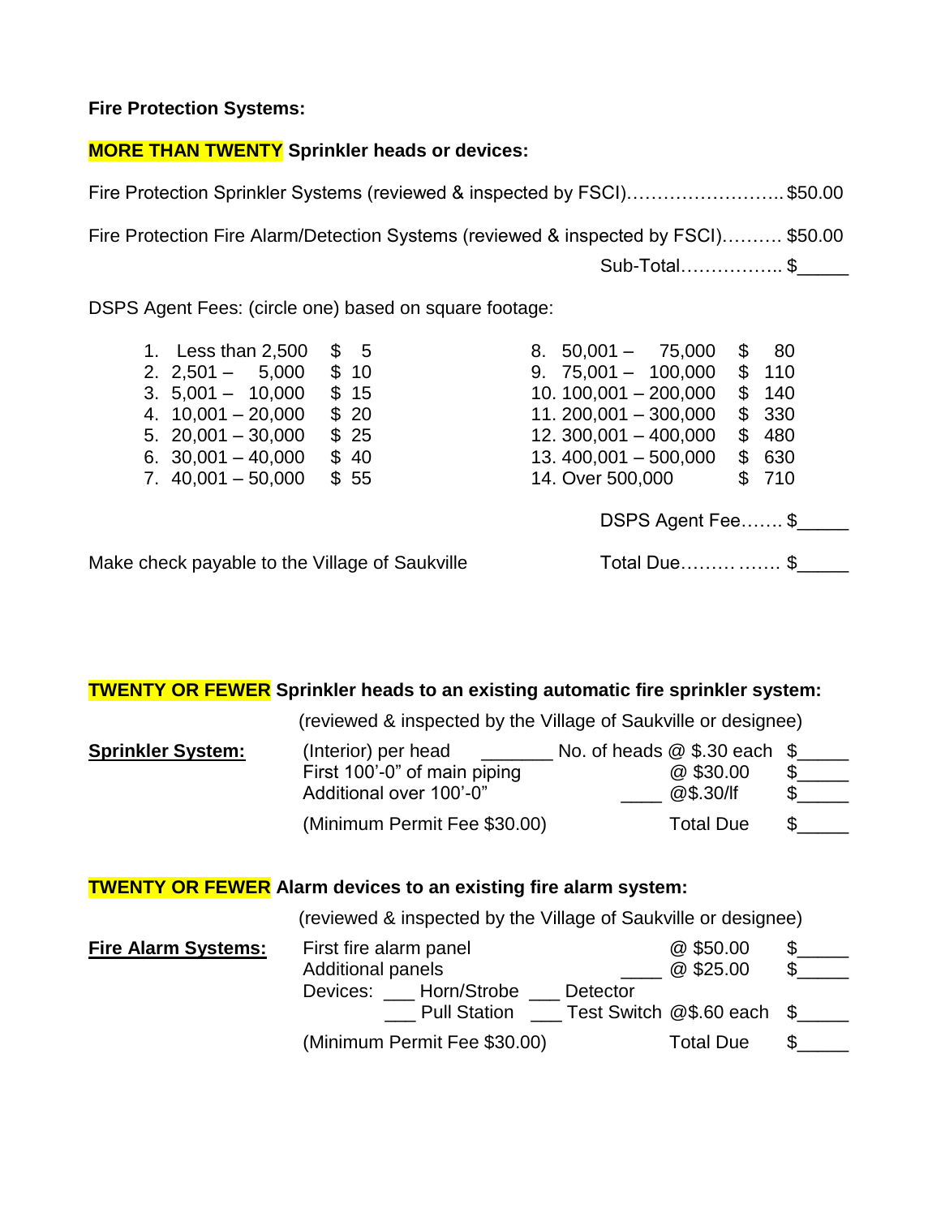**Fire Protection Systems:**

**MORE THAN TWENTY Sprinkler heads or devices:**

Fire Protection Sprinkler Systems (reviewed & inspected by FSCI)…………………….. $50.00

Fire Protection Fire Alarm/Detection Systems (reviewed & inspected by FSCI)………. $50.00

Sub-Total…………….. $_____

DSPS Agent Fees: (circle one) based on square footage:

| | | | |
|---|---|---|---|
| 1. Less than 2,500 | $ 5 | 8. 50,001 – 75,000 | $ 80 |
| 2. 2,501 – 5,000 | $ 10 | 9. 75,001 – 100,000 | $ 110 |
| 3. 5,001 – 10,000 | $ 15 | 10. 100,001 – 200,000 | $ 140 |
| 4. 10,001 – 20,000 | $ 20 | 11. 200,001 – 300,000 | $ 330 |
| 5. 20,001 – 30,000 | $ 25 | 12. 300,001 – 400,000 | $ 480 |
| 6. 30,001 – 40,000 | $ 40 | 13. 400,001 – 500,000 | $ 630 |
| 7. 40,001 – 50,000 | $ 55 | 14. Over 500,000 | $ 710 |

DSPS Agent Fee……. $_____

Make check payable to the Village of Saukville

Total Due……… ……. $_____

**TWENTY OR FEWER Sprinkler heads to an existing automatic fire sprinkler system:**

(reviewed & inspected by the Village of Saukville or designee)

**Sprinkler System:**

(Interior) per head _______ No. of heads @ $.30 each $_____

First 100'-0" of main piping @ $30.00 $_____

Additional over 100'-0" ____ @$.30/lf $_____

(Minimum Permit Fee $30.00) Total Due $_____

**TWENTY OR FEWER Alarm devices to an existing fire alarm system:**

(reviewed & inspected by the Village of Saukville or designee)

**Fire Alarm Systems:**

First fire alarm panel @ $50.00 $_____

Additional panels ____ @ $25.00 $_____

Devices: ___ Horn/Strobe ___ Detector

___ Pull Station ___ Test Switch @$.60 each $_____

(Minimum Permit Fee $30.00) Total Due $_____